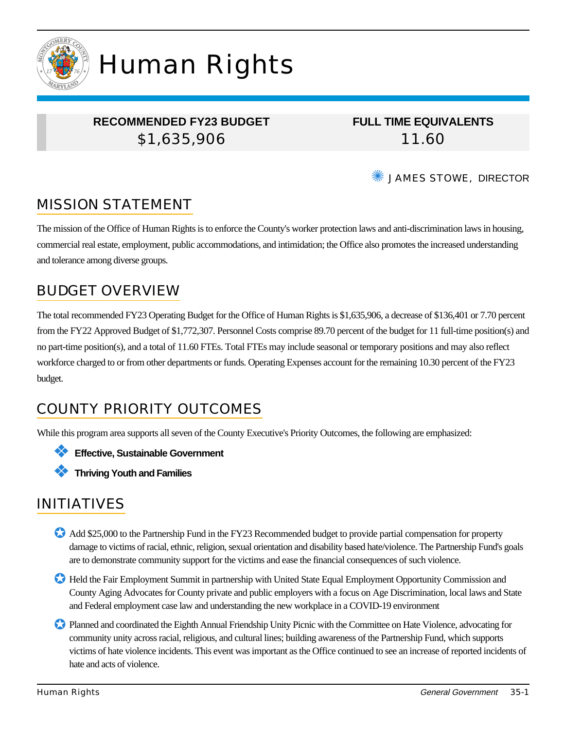# Human Rights

| RECOMMENDED FY23 BUDGET | FULL TIME EQUIVALENTS |
|---|---|
| $1,635,906 | 11.60 |

JAMES STOWE, DIRECTOR

## MISSION STATEMENT

The mission of the Office of Human Rights is to enforce the County's worker protection laws and anti-discrimination laws in housing, commercial real estate, employment, public accommodations, and intimidation; the Office also promotes the increased understanding and tolerance among diverse groups.

## BUDGET OVERVIEW

The total recommended FY23 Operating Budget for the Office of Human Rights is $1,635,906, a decrease of $136,401 or 7.70 percent from the FY22 Approved Budget of $1,772,307. Personnel Costs comprise 89.70 percent of the budget for 11 full-time position(s) and no part-time position(s), and a total of 11.60 FTEs. Total FTEs may include seasonal or temporary positions and may also reflect workforce charged to or from other departments or funds. Operating Expenses account for the remaining 10.30 percent of the FY23 budget.

## COUNTY PRIORITY OUTCOMES

While this program area supports all seven of the County Executive's Priority Outcomes, the following are emphasized:

- **Effective, Sustainable Government**
- **Thriving Youth and Families**

## INITIATIVES

- Add $25,000 to the Partnership Fund in the FY23 Recommended budget to provide partial compensation for property damage to victims of racial, ethnic, religion, sexual orientation and disability based hate/violence. The Partnership Fund's goals are to demonstrate community support for the victims and ease the financial consequences of such violence.
- Held the Fair Employment Summit in partnership with United State Equal Employment Opportunity Commission and County Aging Advocates for County private and public employers with a focus on Age Discrimination, local laws and State and Federal employment case law and understanding the new workplace in a COVID-19 environment
- Planned and coordinated the Eighth Annual Friendship Unity Picnic with the Committee on Hate Violence, advocating for community unity across racial, religious, and cultural lines; building awareness of the Partnership Fund, which supports victims of hate violence incidents. This event was important as the Office continued to see an increase of reported incidents of hate and acts of violence.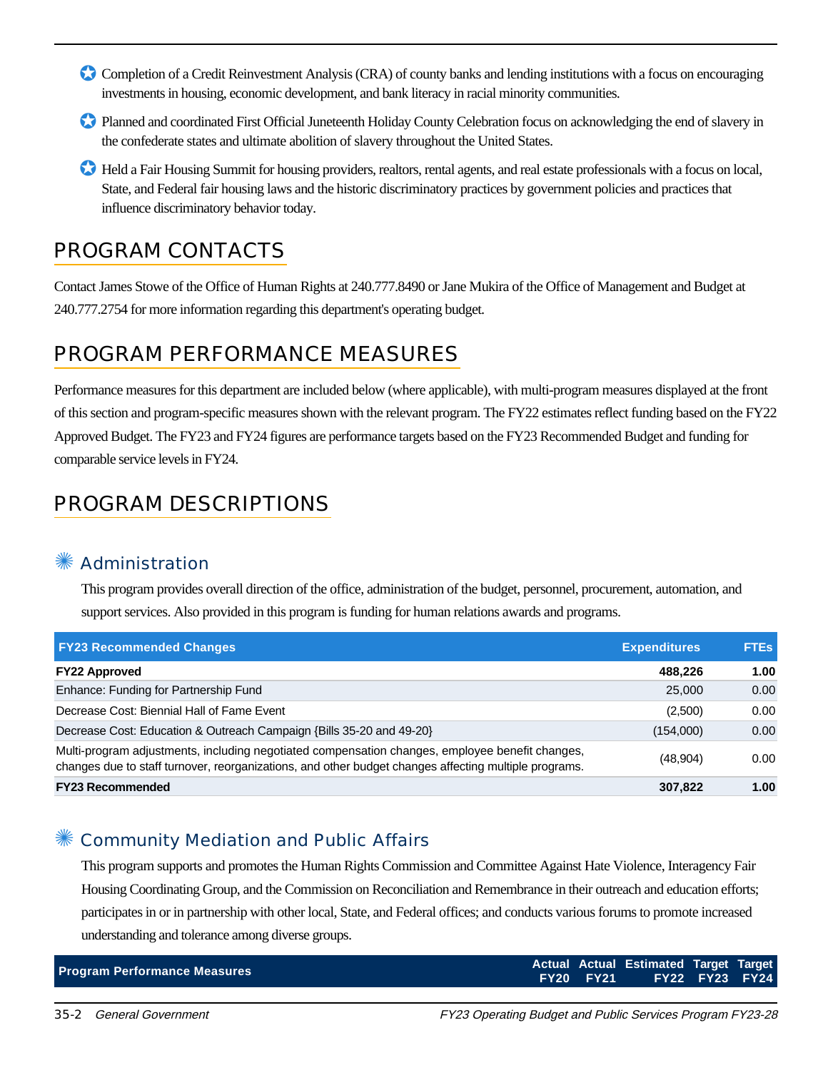- Completion of a Credit Reinvestment Analysis (CRA) of county banks and lending institutions with a focus on encouraging investments in housing, economic development, and bank literacy in racial minority communities.
- Planned and coordinated First Official Juneteenth Holiday County Celebration focus on acknowledging the end of slavery in the confederate states and ultimate abolition of slavery throughout the United States.
- Held a Fair Housing Summit for housing providers, realtors, rental agents, and real estate professionals with a focus on local, State, and Federal fair housing laws and the historic discriminatory practices by government policies and practices that influence discriminatory behavior today.

## PROGRAM CONTACTS

Contact James Stowe of the Office of Human Rights at 240.777.8490 or Jane Mukira of the Office of Management and Budget at 240.777.2754 for more information regarding this department's operating budget.

## PROGRAM PERFORMANCE MEASURES

Performance measures for this department are included below (where applicable), with multi-program measures displayed at the front of this section and program-specific measures shown with the relevant program. The FY22 estimates reflect funding based on the FY22 Approved Budget. The FY23 and FY24 figures are performance targets based on the FY23 Recommended Budget and funding for comparable service levels in FY24.

## PROGRAM DESCRIPTIONS

### Administration

This program provides overall direction of the office, administration of the budget, personnel, procurement, automation, and support services. Also provided in this program is funding for human relations awards and programs.

| FY23 Recommended Changes | Expenditures | FTEs |
|---|---|---|
| **FY22 Approved** | **488,226** | **1.00** |
| Enhance: Funding for Partnership Fund | 25,000 | 0.00 |
| Decrease Cost: Biennial Hall of Fame Event | (2,500) | 0.00 |
| Decrease Cost: Education & Outreach Campaign {Bills 35-20 and 49-20} | (154,000) | 0.00 |
| Multi-program adjustments, including negotiated compensation changes, employee benefit changes, changes due to staff turnover, reorganizations, and other budget changes affecting multiple programs. | (48,904) | 0.00 |
| **FY23 Recommended** | **307,822** | **1.00** |

### Community Mediation and Public Affairs

This program supports and promotes the Human Rights Commission and Committee Against Hate Violence, Interagency Fair Housing Coordinating Group, and the Commission on Reconciliation and Remembrance in their outreach and education efforts; participates in or in partnership with other local, State, and Federal offices; and conducts various forums to promote increased understanding and tolerance among diverse groups.

| Program Performance Measures | Actual FY20 | Actual FY21 | Estimated FY22 | Target FY23 | Target FY24 |
|---|---|---|---|---|---|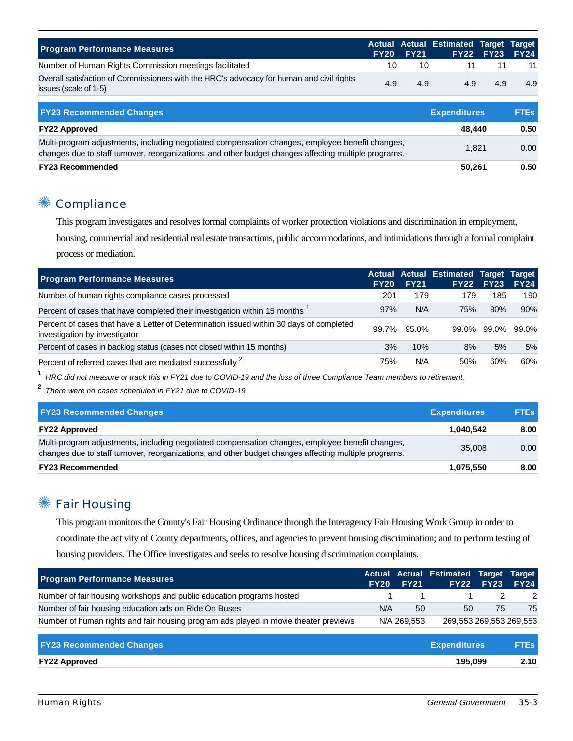| Program Performance Measures | Actual FY20 | Actual FY21 | Estimated FY22 | Target FY23 | Target FY24 |
|---|---|---|---|---|---|
| Number of Human Rights Commission meetings facilitated | 10 | 10 | 11 | 11 | 11 |
| Overall satisfaction of Commissioners with the HRC's advocacy for human and civil rights issues (scale of 1-5) | 4.9 | 4.9 | 4.9 | 4.9 | 4.9 |

| FY23 Recommended Changes | Expenditures | FTEs |
|---|---|---|
| **FY22 Approved** | **48,440** | **0.50** |
| Multi-program adjustments, including negotiated compensation changes, employee benefit changes, changes due to staff turnover, reorganizations, and other budget changes affecting multiple programs. | 1,821 | 0.00 |
| **FY23 Recommended** | **50,261** | **0.50** |

## Compliance

This program investigates and resolves formal complaints of worker protection violations and discrimination in employment, housing, commercial and residential real estate transactions, public accommodations, and intimidations through a formal complaint process or mediation.

| Program Performance Measures | Actual FY20 | Actual FY21 | Estimated FY22 | Target FY23 | Target FY24 |
|---|---|---|---|---|---|
| Number of human rights compliance cases processed | 201 | 179 | 179 | 185 | 190 |
| Percent of cases that have completed their investigation within 15 months [1] | 97% | N/A | 75% | 80% | 90% |
| Percent of cases that have a Letter of Determination issued within 30 days of completed investigation by investigator | 99.7% | 95.0% | 99.0% | 99.0% | 99.0% |
| Percent of cases in backlog status (cases not closed within 15 months) | 3% | 10% | 8% | 5% | 5% |
| Percent of referred cases that are mediated successfully [2] | 75% | N/A | 50% | 60% | 60% |

[1] *HRC did not measure or track this in FY21 due to COVID-19 and the loss of three Compliance Team members to retirement.*

[2] *There were no cases scheduled in FY21 due to COVID-19.*

| FY23 Recommended Changes | Expenditures | FTEs |
|---|---|---|
| **FY22 Approved** | **1,040,542** | **8.00** |
| Multi-program adjustments, including negotiated compensation changes, employee benefit changes, changes due to staff turnover, reorganizations, and other budget changes affecting multiple programs. | 35,008 | 0.00 |
| **FY23 Recommended** | **1,075,550** | **8.00** |

## Fair Housing

This program monitors the County's Fair Housing Ordinance through the Interagency Fair Housing Work Group in order to coordinate the activity of County departments, offices, and agencies to prevent housing discrimination; and to perform testing of housing providers. The Office investigates and seeks to resolve housing discrimination complaints.

| Program Performance Measures | Actual FY20 | Actual FY21 | Estimated FY22 | Target FY23 | Target FY24 |
|---|---|---|---|---|---|
| Number of fair housing workshops and public education programs hosted | 1 | 1 | 1 | 2 | 2 |
| Number of fair housing education ads on Ride On Buses | N/A | 50 | 50 | 75 | 75 |
| Number of human rights and fair housing program ads played in movie theater previews | N/A | 269,553 | 269,553 | 269,553 | 269,553 |

| FY23 Recommended Changes | Expenditures | FTEs |
|---|---|---|
| **FY22 Approved** | **195,099** | **2.10** |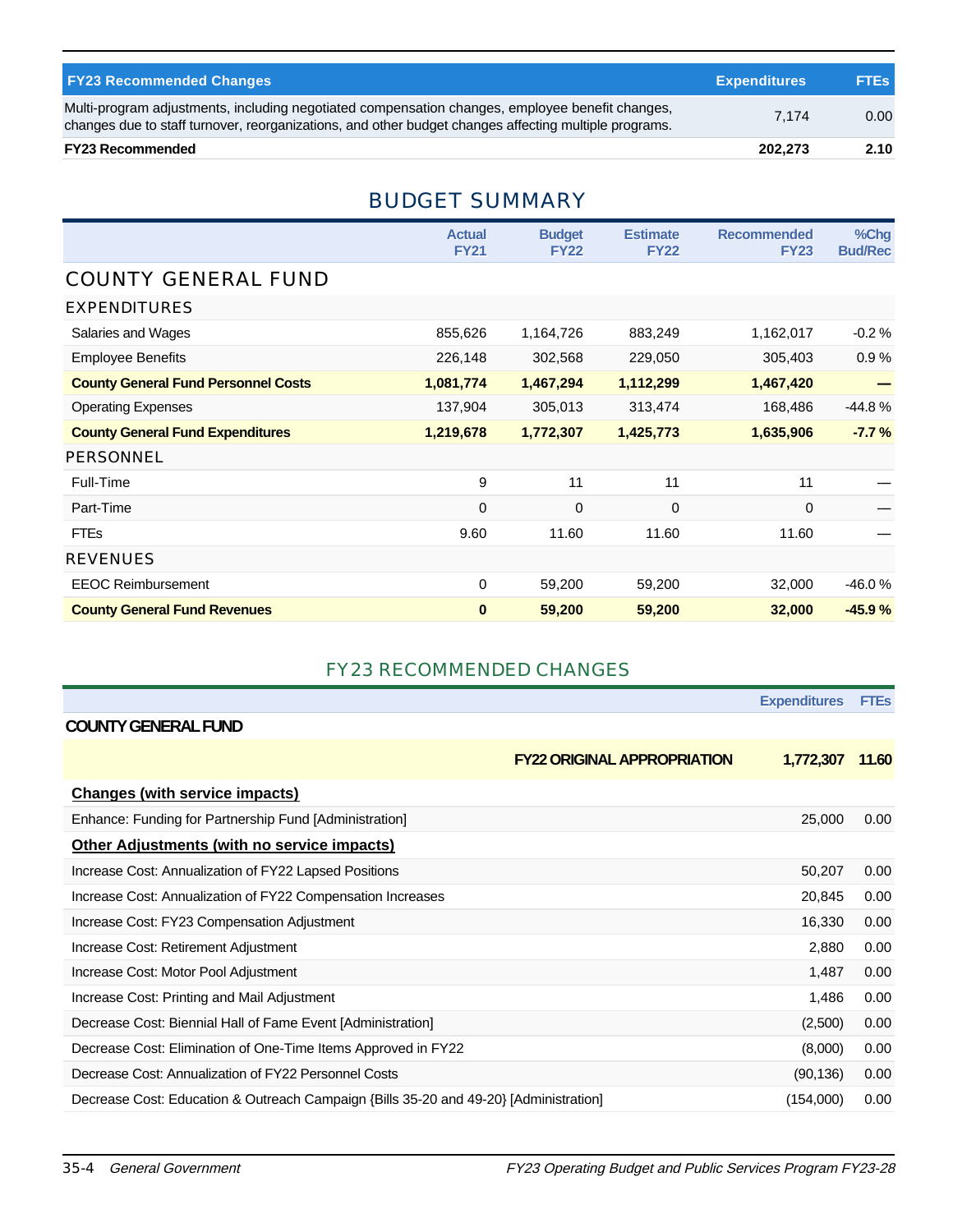| FY23 Recommended Changes | Expenditures | FTEs |
|---|---|---|
| Multi-program adjustments, including negotiated compensation changes, employee benefit changes, changes due to staff turnover, reorganizations, and other budget changes affecting multiple programs. | 7,174 | 0.00 |
| **FY23 Recommended** | **202,273** | **2.10** |

## BUDGET SUMMARY

| | Actual FY21 | Budget FY22 | Estimate FY22 | Recommended FY23 | %Chg Bud/Rec |
|---|---|---|---|---|---|
| **COUNTY GENERAL FUND** | | | | | |
| **EXPENDITURES** | | | | | |
| Salaries and Wages | 855,626 | 1,164,726 | 883,249 | 1,162,017 | -0.2 % |
| Employee Benefits | 226,148 | 302,568 | 229,050 | 305,403 | 0.9 % |
| **County General Fund Personnel Costs** | **1,081,774** | **1,467,294** | **1,112,299** | **1,467,420** | **—** |
| Operating Expenses | 137,904 | 305,013 | 313,474 | 168,486 | -44.8 % |
| **County General Fund Expenditures** | **1,219,678** | **1,772,307** | **1,425,773** | **1,635,906** | **-7.7 %** |
| **PERSONNEL** | | | | | |
| Full-Time | 9 | 11 | 11 | 11 | — |
| Part-Time | 0 | 0 | 0 | 0 | — |
| FTEs | 9.60 | 11.60 | 11.60 | 11.60 | — |
| **REVENUES** | | | | | |
| EEOC Reimbursement | 0 | 59,200 | 59,200 | 32,000 | -46.0 % |
| **County General Fund Revenues** | **0** | **59,200** | **59,200** | **32,000** | **-45.9 %** |

## FY23 RECOMMENDED CHANGES

| | Expenditures | FTEs |
|---|---|---|
| **COUNTY GENERAL FUND** | | |
| **FY22 ORIGINAL APPROPRIATION** | **1,772,307** | **11.60** |
| **Changes (with service impacts)** | | |
| Enhance: Funding for Partnership Fund [Administration] | 25,000 | 0.00 |
| **Other Adjustments (with no service impacts)** | | |
| Increase Cost: Annualization of FY22 Lapsed Positions | 50,207 | 0.00 |
| Increase Cost: Annualization of FY22 Compensation Increases | 20,845 | 0.00 |
| Increase Cost: FY23 Compensation Adjustment | 16,330 | 0.00 |
| Increase Cost: Retirement Adjustment | 2,880 | 0.00 |
| Increase Cost: Motor Pool Adjustment | 1,487 | 0.00 |
| Increase Cost: Printing and Mail Adjustment | 1,486 | 0.00 |
| Decrease Cost: Biennial Hall of Fame Event [Administration] | (2,500) | 0.00 |
| Decrease Cost: Elimination of One-Time Items Approved in FY22 | (8,000) | 0.00 |
| Decrease Cost: Annualization of FY22 Personnel Costs | (90,136) | 0.00 |
| Decrease Cost: Education & Outreach Campaign {Bills 35-20 and 49-20} [Administration] | (154,000) | 0.00 |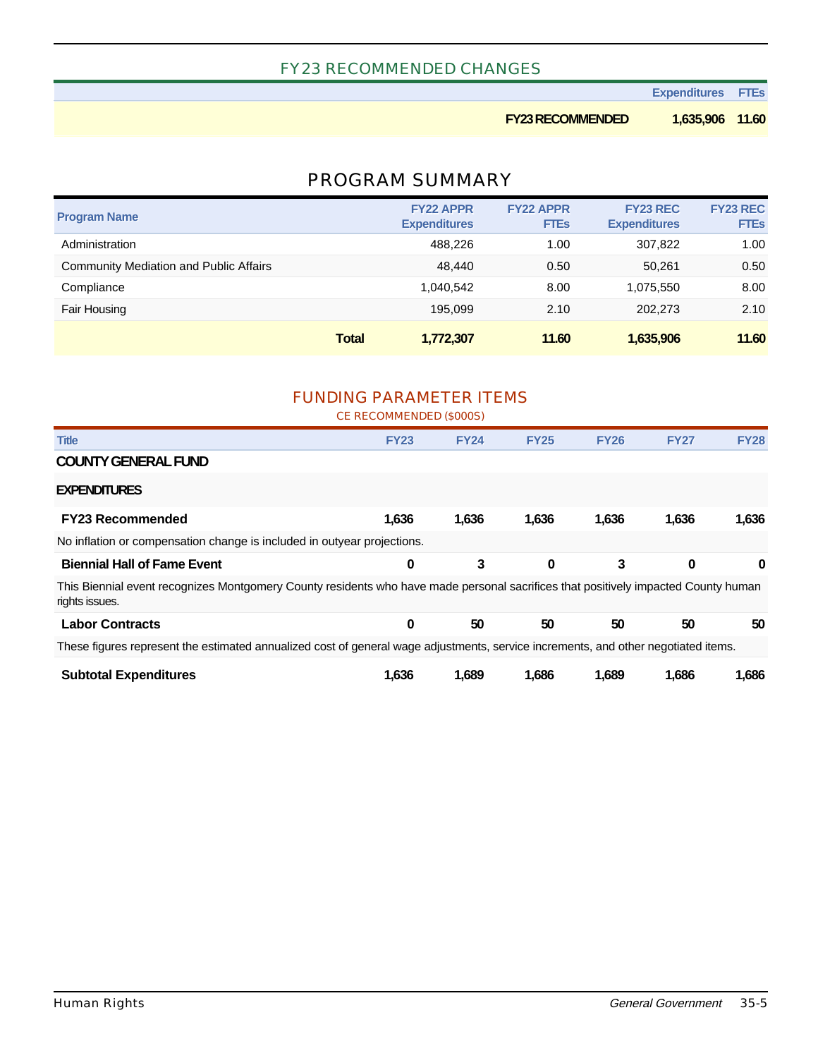## FY23 RECOMMENDED CHANGES

| | Expenditures | FTEs |
|---|---|---|
| **FY23 RECOMMENDED** | **1,635,906** | **11.60** |

## PROGRAM SUMMARY

| Program Name | FY22 APPR Expenditures | FY22 APPR FTEs | FY23 REC Expenditures | FY23 REC FTEs |
|---|---|---|---|---|
| Administration | 488,226 | 1.00 | 307,822 | 1.00 |
| Community Mediation and Public Affairs | 48,440 | 0.50 | 50,261 | 0.50 |
| Compliance | 1,040,542 | 8.00 | 1,075,550 | 8.00 |
| Fair Housing | 195,099 | 2.10 | 202,273 | 2.10 |
| **Total** | **1,772,307** | **11.60** | **1,635,906** | **11.60** |

## FUNDING PARAMETER ITEMS

CE RECOMMENDED ($000S)

| Title | FY23 | FY24 | FY25 | FY26 | FY27 | FY28 |
|---|---|---|---|---|---|---|
| **COUNTY GENERAL FUND** | | | | | | |
| **EXPENDITURES** | | | | | | |
| **FY23 Recommended** | **1,636** | **1,636** | **1,636** | **1,636** | **1,636** | **1,636** |
| No inflation or compensation change is included in outyear projections. | | | | | | |
| **Biennial Hall of Fame Event** | **0** | **3** | **0** | **3** | **0** | **0** |
| This Biennial event recognizes Montgomery County residents who have made personal sacrifices that positively impacted County human rights issues. | | | | | | |
| **Labor Contracts** | **0** | **50** | **50** | **50** | **50** | **50** |
| These figures represent the estimated annualized cost of general wage adjustments, service increments, and other negotiated items. | | | | | | |
| **Subtotal Expenditures** | **1,636** | **1,689** | **1,686** | **1,689** | **1,686** | **1,686** |